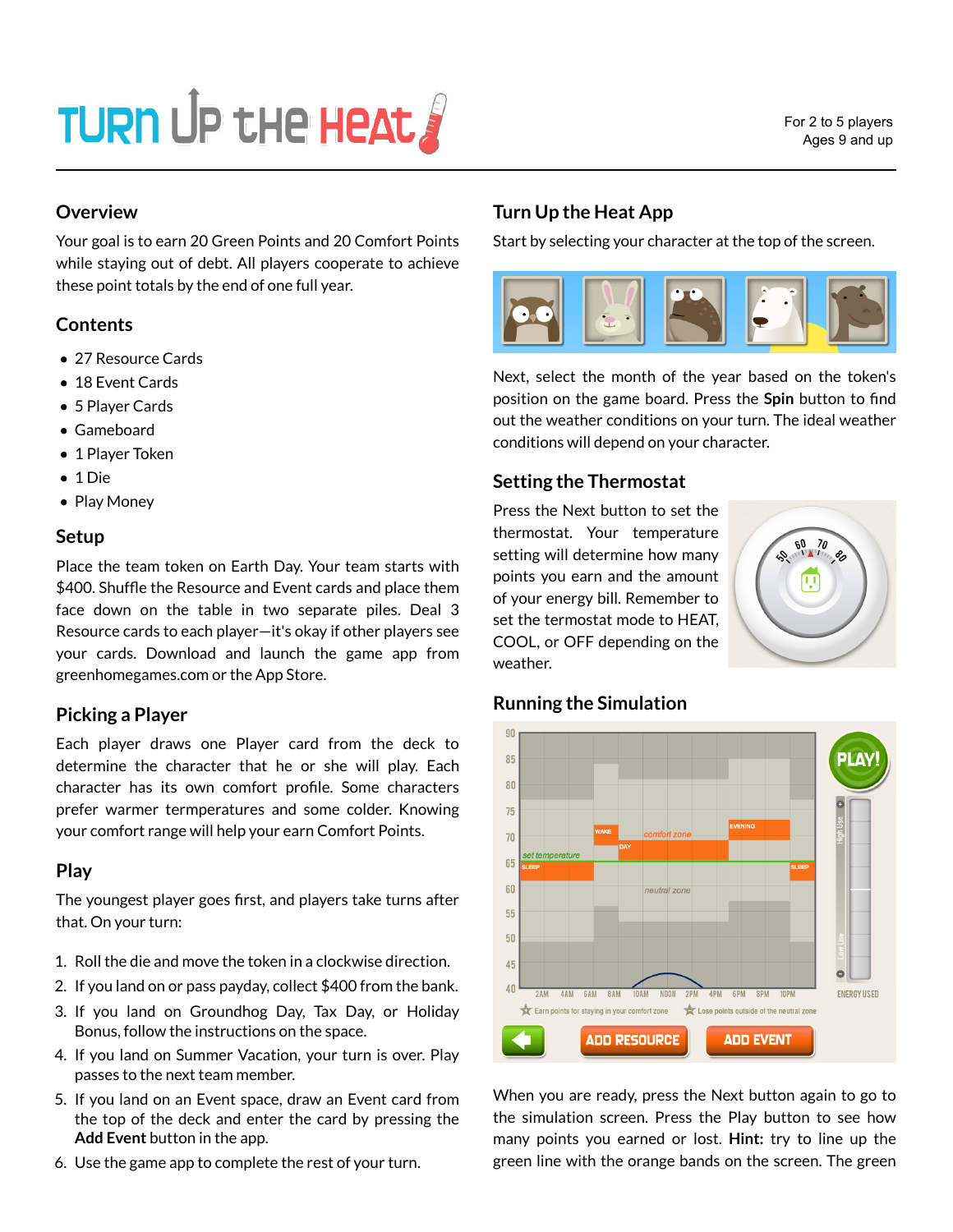# Turn Up the Heat

For 2 to 5 players
Ages 9 and up

## Overview

Your goal is to earn 20 Green Points and 20 Comfort Points while staying out of debt. All players cooperate to achieve these point totals by the end of one full year.

## Contents

- 27 Resource Cards
- 18 Event Cards
- 5 Player Cards
- Gameboard
- 1 Player Token
- 1 Die
- Play Money

## Setup

Place the team token on Earth Day. Your team starts with $400. Shuffle the Resource and Event cards and place them face down on the table in two separate piles. Deal 3 Resource cards to each player—it's okay if other players see your cards. Download and launch the game app from greenhomegames.com or the App Store.

## Picking a Player

Each player draws one Player card from the deck to determine the character that he or she will play. Each character has its own comfort profile. Some characters prefer warmer termperatures and some colder. Knowing your comfort range will help your earn Comfort Points.

## Play

The youngest player goes first, and players take turns after that. On your turn:

1. Roll the die and move the token in a clockwise direction.
2. If you land on or pass payday, collect $400 from the bank.
3. If you land on Groundhog Day, Tax Day, or Holiday Bonus, follow the instructions on the space.
4. If you land on Summer Vacation, your turn is over. Play passes to the next team member.
5. If you land on an Event space, draw an Event card from the top of the deck and enter the card by pressing the **Add Event** button in the app.
6. Use the game app to complete the rest of your turn.

## Turn Up the Heat App

Start by selecting your character at the top of the screen.

Next, select the month of the year based on the token's position on the game board. Press the **Spin** button to find out the weather conditions on your turn. The ideal weather conditions will depend on your character.

## Setting the Thermostat

Press the Next button to set the thermostat. Your temperature setting will determine how many points you earn and the amount of your energy bill. Remember to set the termostat mode to HEAT, COOL, or OFF depending on the weather.

## Running the Simulation

When you are ready, press the Next button again to go to the simulation screen. Press the Play button to see how many points you earned or lost. **Hint:** try to line up the green line with the orange bands on the screen. The green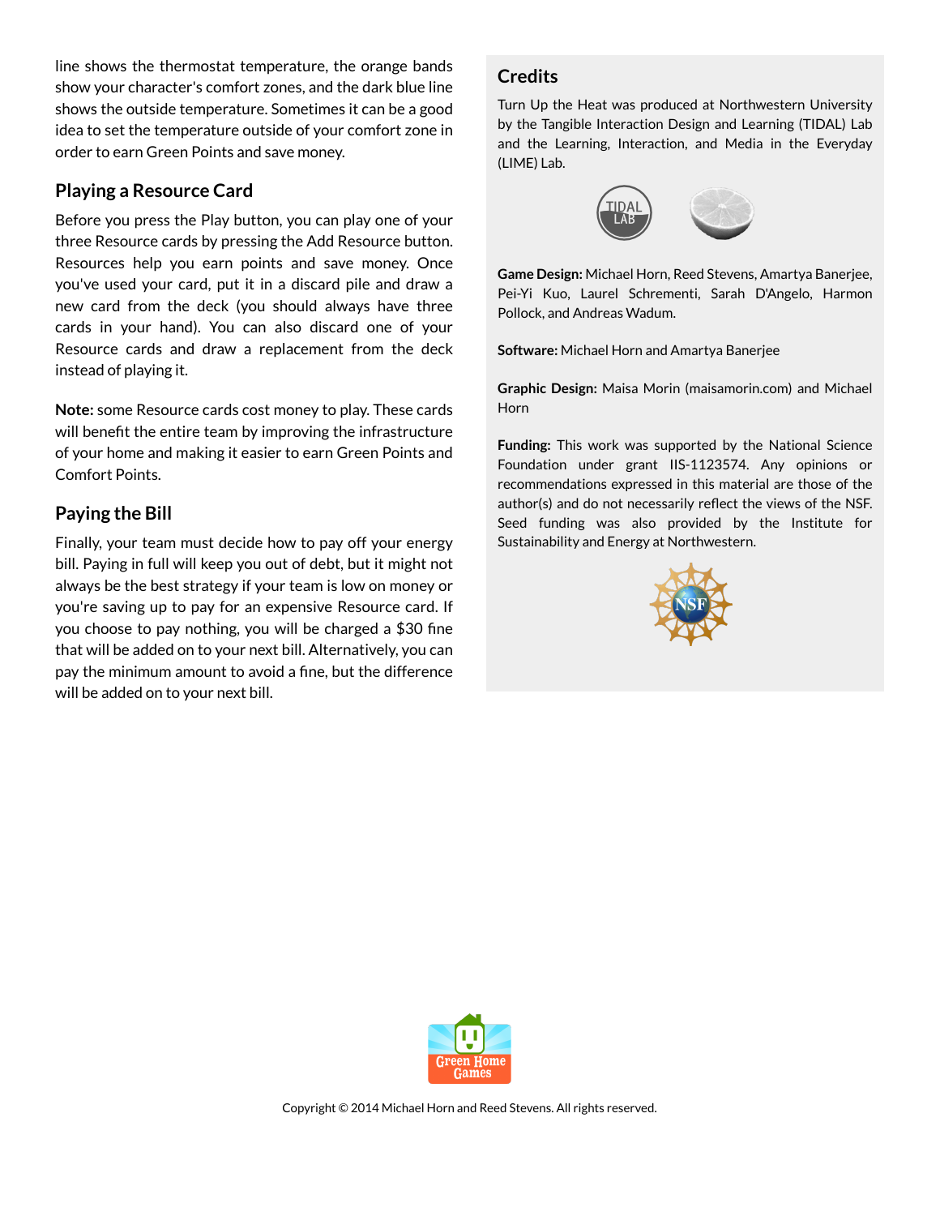line shows the thermostat temperature, the orange bands show your character's comfort zones, and the dark blue line shows the outside temperature. Sometimes it can be a good idea to set the temperature outside of your comfort zone in order to earn Green Points and save money.

## Playing a Resource Card

Before you press the Play button, you can play one of your three Resource cards by pressing the Add Resource button. Resources help you earn points and save money. Once you've used your card, put it in a discard pile and draw a new card from the deck (you should always have three cards in your hand). You can also discard one of your Resource cards and draw a replacement from the deck instead of playing it.

**Note:** some Resource cards cost money to play. These cards will benefit the entire team by improving the infrastructure of your home and making it easier to earn Green Points and Comfort Points.

## Paying the Bill

Finally, your team must decide how to pay off your energy bill. Paying in full will keep you out of debt, but it might not always be the best strategy if your team is low on money or you're saving up to pay for an expensive Resource card. If you choose to pay nothing, you will be charged a $30 fine that will be added on to your next bill. Alternatively, you can pay the minimum amount to avoid a fine, but the difference will be added on to your next bill.

## Credits

Turn Up the Heat was produced at Northwestern University by the Tangible Interaction Design and Learning (TIDAL) Lab and the Learning, Interaction, and Media in the Everyday (LIME) Lab.

**Game Design:** Michael Horn, Reed Stevens, Amartya Banerjee, Pei-Yi Kuo, Laurel Schrementi, Sarah D'Angelo, Harmon Pollock, and Andreas Wadum.

**Software:** Michael Horn and Amartya Banerjee

**Graphic Design:** Maisa Morin (maisamorin.com) and Michael Horn

**Funding:** This work was supported by the National Science Foundation under grant IIS-1123574. Any opinions or recommendations expressed in this material are those of the author(s) and do not necessarily reflect the views of the NSF. Seed funding was also provided by the Institute for Sustainability and Energy at Northwestern.

Copyright © 2014 Michael Horn and Reed Stevens. All rights reserved.